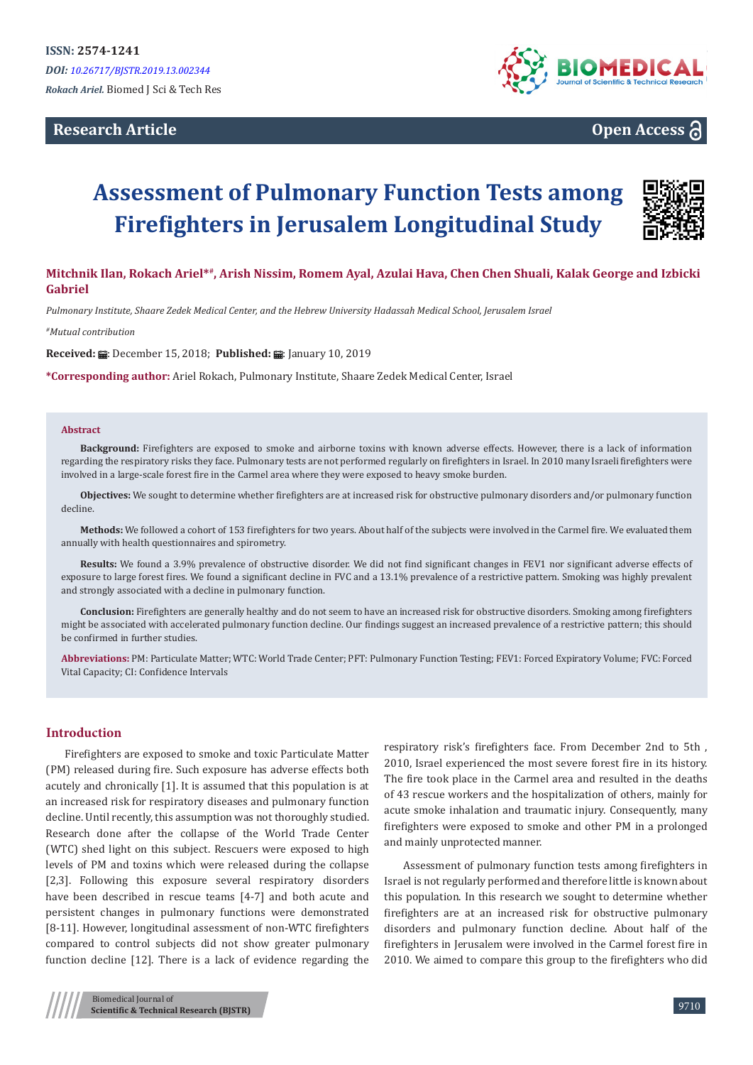ISSN: 2574-1241

*DOI: 10.26717/BJSTR.2019.13.002344*

*Rokach Ariel.* Biomed J Sci & Tech Res

**Research Article**

**Open Access**

# Assessment of Pulmonary Function Tests among Firefighters in Jerusalem Longitudinal Study

**Mitchnik Ilan, Rokach Ariel*#, Arish Nissim, Romem Ayal, Azulai Hava, Chen Chen Shuali, Kalak George and Izbicki Gabriel**

*Pulmonary Institute, Shaare Zedek Medical Center, and the Hebrew University Hadassah Medical School, Jerusalem Israel*

*#Mutual contribution*

**Received:** December 15, 2018; **Published:** January 10, 2019

***Corresponding author:** Ariel Rokach, Pulmonary Institute, Shaare Zedek Medical Center, Israel

## Abstract

**Background:** Firefighters are exposed to smoke and airborne toxins with known adverse effects. However, there is a lack of information regarding the respiratory risks they face. Pulmonary tests are not performed regularly on firefighters in Israel. In 2010 many Israeli firefighters were involved in a large-scale forest fire in the Carmel area where they were exposed to heavy smoke burden.

**Objectives:** We sought to determine whether firefighters are at increased risk for obstructive pulmonary disorders and/or pulmonary function decline.

**Methods:** We followed a cohort of 153 firefighters for two years. About half of the subjects were involved in the Carmel fire. We evaluated them annually with health questionnaires and spirometry.

**Results:** We found a 3.9% prevalence of obstructive disorder. We did not find significant changes in FEV1 nor significant adverse effects of exposure to large forest fires. We found a significant decline in FVC and a 13.1% prevalence of a restrictive pattern. Smoking was highly prevalent and strongly associated with a decline in pulmonary function.

**Conclusion:** Firefighters are generally healthy and do not seem to have an increased risk for obstructive disorders. Smoking among firefighters might be associated with accelerated pulmonary function decline. Our findings suggest an increased prevalence of a restrictive pattern; this should be confirmed in further studies.

**Abbreviations:** PM: Particulate Matter; WTC: World Trade Center; PFT: Pulmonary Function Testing; FEV1: Forced Expiratory Volume; FVC: Forced Vital Capacity; CI: Confidence Intervals

## Introduction

Firefighters are exposed to smoke and toxic Particulate Matter (PM) released during fire. Such exposure has adverse effects both acutely and chronically [1]. It is assumed that this population is at an increased risk for respiratory diseases and pulmonary function decline. Until recently, this assumption was not thoroughly studied. Research done after the collapse of the World Trade Center (WTC) shed light on this subject. Rescuers were exposed to high levels of PM and toxins which were released during the collapse [2,3]. Following this exposure several respiratory disorders have been described in rescue teams [4-7] and both acute and persistent changes in pulmonary functions were demonstrated [8-11]. However, longitudinal assessment of non-WTC firefighters compared to control subjects did not show greater pulmonary function decline [12]. There is a lack of evidence regarding the respiratory risk's firefighters face. From December 2nd to 5th , 2010, Israel experienced the most severe forest fire in its history. The fire took place in the Carmel area and resulted in the deaths of 43 rescue workers and the hospitalization of others, mainly for acute smoke inhalation and traumatic injury. Consequently, many firefighters were exposed to smoke and other PM in a prolonged and mainly unprotected manner.

Assessment of pulmonary function tests among firefighters in Israel is not regularly performed and therefore little is known about this population. In this research we sought to determine whether firefighters are at an increased risk for obstructive pulmonary disorders and pulmonary function decline. About half of the firefighters in Jerusalem were involved in the Carmel forest fire in 2010. We aimed to compare this group to the firefighters who did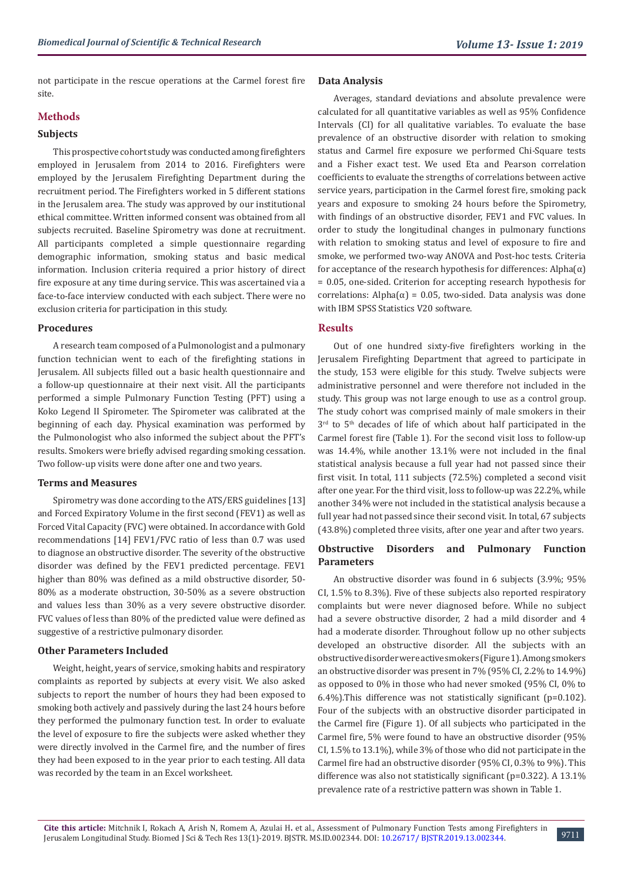not participate in the rescue operations at the Carmel forest fire site.

## Methods

### Subjects

This prospective cohort study was conducted among firefighters employed in Jerusalem from 2014 to 2016. Firefighters were employed by the Jerusalem Firefighting Department during the recruitment period. The Firefighters worked in 5 different stations in the Jerusalem area. The study was approved by our institutional ethical committee. Written informed consent was obtained from all subjects recruited. Baseline Spirometry was done at recruitment. All participants completed a simple questionnaire regarding demographic information, smoking status and basic medical information. Inclusion criteria required a prior history of direct fire exposure at any time during service. This was ascertained via a face-to-face interview conducted with each subject. There were no exclusion criteria for participation in this study.

### Procedures

A research team composed of a Pulmonologist and a pulmonary function technician went to each of the firefighting stations in Jerusalem. All subjects filled out a basic health questionnaire and a follow-up questionnaire at their next visit. All the participants performed a simple Pulmonary Function Testing (PFT) using a Koko Legend II Spirometer. The Spirometer was calibrated at the beginning of each day. Physical examination was performed by the Pulmonologist who also informed the subject about the PFT's results. Smokers were briefly advised regarding smoking cessation. Two follow-up visits were done after one and two years.

### Terms and Measures

Spirometry was done according to the ATS/ERS guidelines [13] and Forced Expiratory Volume in the first second (FEV1) as well as Forced Vital Capacity (FVC) were obtained. In accordance with Gold recommendations [14] FEV1/FVC ratio of less than 0.7 was used to diagnose an obstructive disorder. The severity of the obstructive disorder was defined by the FEV1 predicted percentage. FEV1 higher than 80% was defined as a mild obstructive disorder, 50-80% as a moderate obstruction, 30-50% as a severe obstruction and values less than 30% as a very severe obstructive disorder. FVC values of less than 80% of the predicted value were defined as suggestive of a restrictive pulmonary disorder.

### Other Parameters Included

Weight, height, years of service, smoking habits and respiratory complaints as reported by subjects at every visit. We also asked subjects to report the number of hours they had been exposed to smoking both actively and passively during the last 24 hours before they performed the pulmonary function test. In order to evaluate the level of exposure to fire the subjects were asked whether they were directly involved in the Carmel fire, and the number of fires they had been exposed to in the year prior to each testing. All data was recorded by the team in an Excel worksheet.

### Data Analysis

Averages, standard deviations and absolute prevalence were calculated for all quantitative variables as well as 95% Confidence Intervals (CI) for all qualitative variables. To evaluate the base prevalence of an obstructive disorder with relation to smoking status and Carmel fire exposure we performed Chi-Square tests and a Fisher exact test. We used Eta and Pearson correlation coefficients to evaluate the strengths of correlations between active service years, participation in the Carmel forest fire, smoking pack years and exposure to smoking 24 hours before the Spirometry, with findings of an obstructive disorder, FEV1 and FVC values. In order to study the longitudinal changes in pulmonary functions with relation to smoking status and level of exposure to fire and smoke, we performed two-way ANOVA and Post-hoc tests. Criteria for acceptance of the research hypothesis for differences: Alpha($\alpha$) = 0.05, one-sided. Criterion for accepting research hypothesis for correlations: Alpha($\alpha$) = 0.05, two-sided. Data analysis was done with IBM SPSS Statistics V20 software.

## Results

Out of one hundred sixty-five firefighters working in the Jerusalem Firefighting Department that agreed to participate in the study, 153 were eligible for this study. Twelve subjects were administrative personnel and were therefore not included in the study. This group was not large enough to use as a control group. The study cohort was comprised mainly of male smokers in their 3rd to 5th decades of life of which about half participated in the Carmel forest fire (Table 1). For the second visit loss to follow-up was 14.4%, while another 13.1% were not included in the final statistical analysis because a full year had not passed since their first visit. In total, 111 subjects (72.5%) completed a second visit after one year. For the third visit, loss to follow-up was 22.2%, while another 34% were not included in the statistical analysis because a full year had not passed since their second visit. In total, 67 subjects (43.8%) completed three visits, after one year and after two years.

### Obstructive Disorders and Pulmonary Function Parameters

An obstructive disorder was found in 6 subjects (3.9%; 95% CI, 1.5% to 8.3%). Five of these subjects also reported respiratory complaints but were never diagnosed before. While no subject had a severe obstructive disorder, 2 had a mild disorder and 4 had a moderate disorder. Throughout follow up no other subjects developed an obstructive disorder. All the subjects with an obstructive disorder were active smokers (Figure 1). Among smokers an obstructive disorder was present in 7% (95% CI, 2.2% to 14.9%) as opposed to 0% in those who had never smoked (95% CI, 0% to 6.4%).This difference was not statistically significant (p=0.102). Four of the subjects with an obstructive disorder participated in the Carmel fire (Figure 1). Of all subjects who participated in the Carmel fire, 5% were found to have an obstructive disorder (95% CI, 1.5% to 13.1%), while 3% of those who did not participate in the Carmel fire had an obstructive disorder (95% CI, 0.3% to 9%). This difference was also not statistically significant (p=0.322). A 13.1% prevalence rate of a restrictive pattern was shown in Table 1.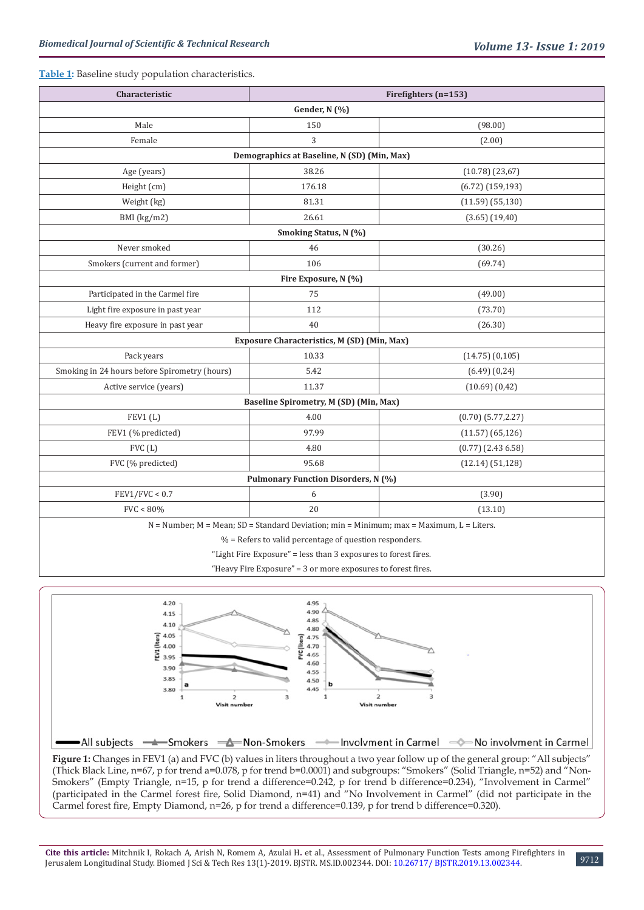**Table 1:** Baseline study population characteristics.

| Characteristic | Firefighters (n=153) | |
|---|---|---|
| **Gender, N (%)** | | |
| Male | 150 | (98.00) |
| Female | 3 | (2.00) |
| **Demographics at Baseline, N (SD) (Min, Max)** | | |
| Age (years) | 38.26 | (10.78) (23,67) |
| Height (cm) | 176.18 | (6.72) (159,193) |
| Weight (kg) | 81.31 | (11.59) (55,130) |
| BMI (kg/m2) | 26.61 | (3.65) (19,40) |
| **Smoking Status, N (%)** | | |
| Never smoked | 46 | (30.26) |
| Smokers (current and former) | 106 | (69.74) |
| **Fire Exposure, N (%)** | | |
| Participated in the Carmel fire | 75 | (49.00) |
| Light fire exposure in past year | 112 | (73.70) |
| Heavy fire exposure in past year | 40 | (26.30) |
| **Exposure Characteristics, M (SD) (Min, Max)** | | |
| Pack years | 10.33 | (14.75) (0,105) |
| Smoking in 24 hours before Spirometry (hours) | 5.42 | (6.49) (0,24) |
| Active service (years) | 11.37 | (10.69) (0,42) |
| **Baseline Spirometry, M (SD) (Min, Max)** | | |
| FEV1 (L) | 4.00 | (0.70) (5.77,2.27) |
| FEV1 (% predicted) | 97.99 | (11.57) (65,126) |
| FVC (L) | 4.80 | (0.77) (2.43 6.58) |
| FVC (% predicted) | 95.68 | (12.14) (51,128) |
| **Pulmonary Function Disorders, N (%)** | | |
| FEV1/FVC < 0.7 | 6 | (3.90) |
| FVC < 80% | 20 | (13.10) |

N = Number; M = Mean; SD = Standard Deviation; min = Minimum; max = Maximum, L = Liters.

% = Refers to valid percentage of question responders.

"Light Fire Exposure" = less than 3 exposures to forest fires.

"Heavy Fire Exposure" = 3 or more exposures to forest fires.

**Figure 1:** Changes in FEV1 (a) and FVC (b) values in liters throughout a two year follow up of the general group: "All subjects" (Thick Black Line, n=67, p for trend a=0.078, p for trend b=0.0001) and subgroups: "Smokers" (Solid Triangle, n=52) and "Non-Smokers" (Empty Triangle, n=15, p for trend a difference=0.242, p for trend b difference=0.234), "Involvement in Carmel" (participated in the Carmel forest fire, Solid Diamond, n=41) and "No Involvement in Carmel" (did not participate in the Carmel forest fire, Empty Diamond, n=26, p for trend a difference=0.139, p for trend b difference=0.320).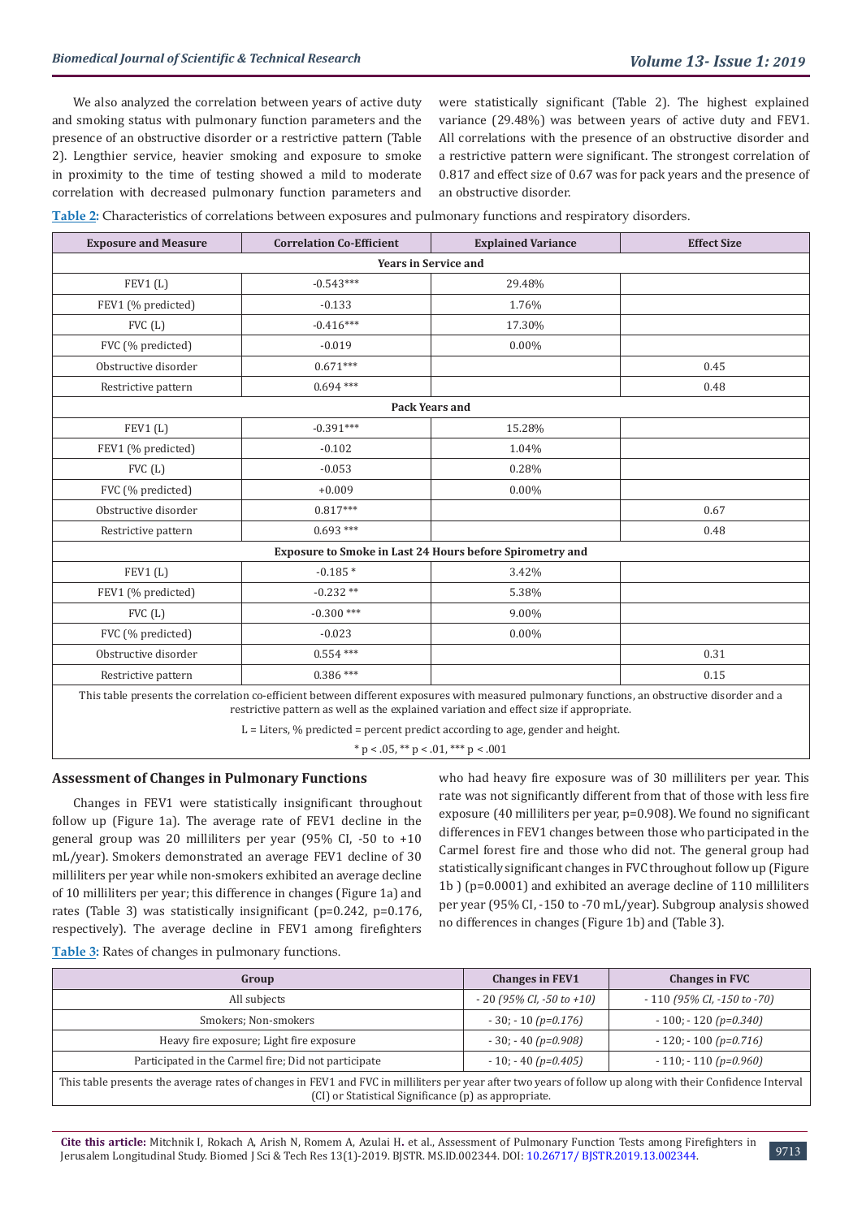We also analyzed the correlation between years of active duty and smoking status with pulmonary function parameters and the presence of an obstructive disorder or a restrictive pattern (Table 2). Lengthier service, heavier smoking and exposure to smoke in proximity to the time of testing showed a mild to moderate correlation with decreased pulmonary function parameters and were statistically significant (Table 2). The highest explained variance (29.48%) was between years of active duty and FEV1. All correlations with the presence of an obstructive disorder and a restrictive pattern were significant. The strongest correlation of 0.817 and effect size of 0.67 was for pack years and the presence of an obstructive disorder.

**Table 2:** Characteristics of correlations between exposures and pulmonary functions and respiratory disorders.

| Exposure and Measure | Correlation Co-Efficient | Explained Variance | Effect Size |
|---|---|---|---|
| **Years in Service and** | | | |
| FEV1 (L) | -0.543*** | 29.48% | |
| FEV1 (% predicted) | -0.133 | 1.76% | |
| FVC (L) | -0.416*** | 17.30% | |
| FVC (% predicted) | -0.019 | 0.00% | |
| Obstructive disorder | 0.671*** | | 0.45 |
| Restrictive pattern | 0.694 *** | | 0.48 |
| **Pack Years and** | | | |
| FEV1 (L) | -0.391*** | 15.28% | |
| FEV1 (% predicted) | -0.102 | 1.04% | |
| FVC (L) | -0.053 | 0.28% | |
| FVC (% predicted) | +0.009 | 0.00% | |
| Obstructive disorder | 0.817*** | | 0.67 |
| Restrictive pattern | 0.693 *** | | 0.48 |
| **Exposure to Smoke in Last 24 Hours before Spirometry and** | | | |
| FEV1 (L) | -0.185 * | 3.42% | |
| FEV1 (% predicted) | -0.232 ** | 5.38% | |
| FVC (L) | -0.300 *** | 9.00% | |
| FVC (% predicted) | -0.023 | 0.00% | |
| Obstructive disorder | 0.554 *** | | 0.31 |
| Restrictive pattern | 0.386 *** | | 0.15 |

This table presents the correlation co-efficient between different exposures with measured pulmonary functions, an obstructive disorder and a restrictive pattern as well as the explained variation and effect size if appropriate.

L = Liters, % predicted = percent predict according to age, gender and height.

* p < .05, ** p < .01, *** p < .001

### Assessment of Changes in Pulmonary Functions

Changes in FEV1 were statistically insignificant throughout follow up (Figure 1a). The average rate of FEV1 decline in the general group was 20 milliliters per year (95% CI, -50 to +10 mL/year). Smokers demonstrated an average FEV1 decline of 30 milliliters per year while non-smokers exhibited an average decline of 10 milliliters per year; this difference in changes (Figure 1a) and rates (Table 3) was statistically insignificant (p=0.242, p=0.176, respectively). The average decline in FEV1 among firefighters who had heavy fire exposure was of 30 milliliters per year. This rate was not significantly different from that of those with less fire exposure (40 milliliters per year, p=0.908). We found no significant differences in FEV1 changes between those who participated in the Carmel forest fire and those who did not. The general group had statistically significant changes in FVC throughout follow up (Figure 1b ) (p=0.0001) and exhibited an average decline of 110 milliliters per year (95% CI, -150 to -70 mL/year). Subgroup analysis showed no differences in changes (Figure 1b) and (Table 3).

**Table 3:** Rates of changes in pulmonary functions.

| Group | Changes in FEV1 | Changes in FVC |
|---|---|---|
| All subjects | - 20 *(95% CI, -50 to +10)* | - 110 *(95% CI, -150 to -70)* |
| Smokers; Non-smokers | - 30; - 10 *(p=0.176)* | - 100; - 120 *(p=0.340)* |
| Heavy fire exposure; Light fire exposure | - 30; - 40 *(p=0.908)* | - 120; - 100 *(p=0.716)* |
| Participated in the Carmel fire; Did not participate | - 10; - 40 *(p=0.405)* | - 110; - 110 *(p=0.960)* |

This table presents the average rates of changes in FEV1 and FVC in milliliters per year after two years of follow up along with their Confidence Interval (CI) or Statistical Significance (p) as appropriate.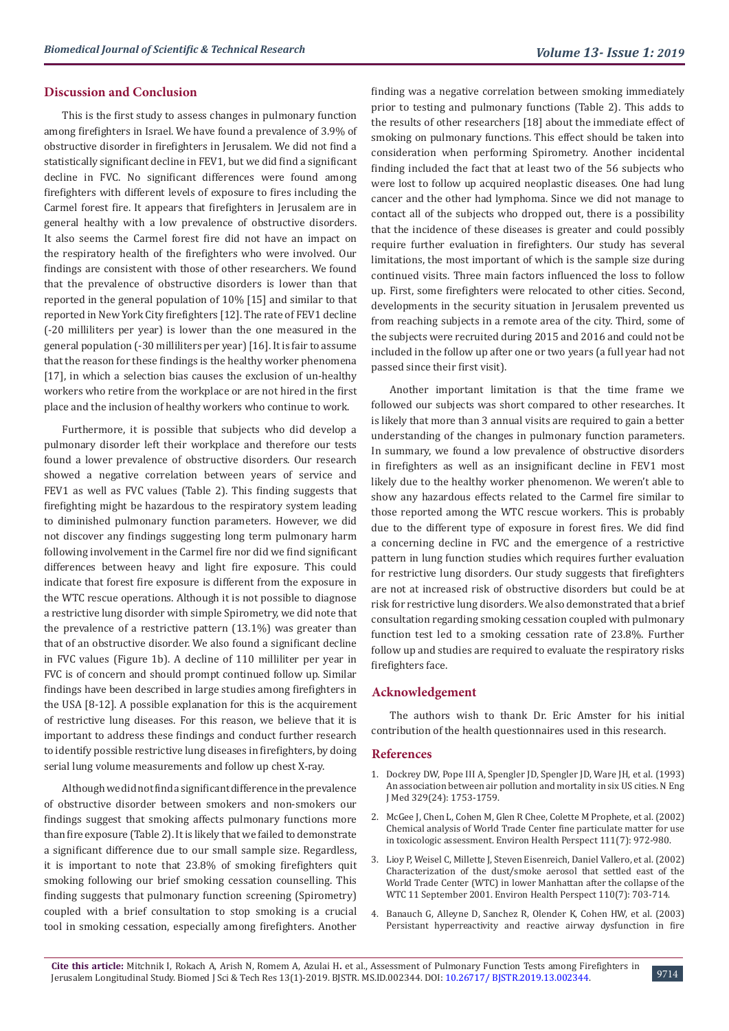## Discussion and Conclusion

This is the first study to assess changes in pulmonary function among firefighters in Israel. We have found a prevalence of 3.9% of obstructive disorder in firefighters in Jerusalem. We did not find a statistically significant decline in FEV1, but we did find a significant decline in FVC. No significant differences were found among firefighters with different levels of exposure to fires including the Carmel forest fire. It appears that firefighters in Jerusalem are in general healthy with a low prevalence of obstructive disorders. It also seems the Carmel forest fire did not have an impact on the respiratory health of the firefighters who were involved. Our findings are consistent with those of other researchers. We found that the prevalence of obstructive disorders is lower than that reported in the general population of 10% [15] and similar to that reported in New York City firefighters [12]. The rate of FEV1 decline (-20 milliliters per year) is lower than the one measured in the general population (-30 milliliters per year) [16]. It is fair to assume that the reason for these findings is the healthy worker phenomena [17], in which a selection bias causes the exclusion of un-healthy workers who retire from the workplace or are not hired in the first place and the inclusion of healthy workers who continue to work.

Furthermore, it is possible that subjects who did develop a pulmonary disorder left their workplace and therefore our tests found a lower prevalence of obstructive disorders. Our research showed a negative correlation between years of service and FEV1 as well as FVC values (Table 2). This finding suggests that firefighting might be hazardous to the respiratory system leading to diminished pulmonary function parameters. However, we did not discover any findings suggesting long term pulmonary harm following involvement in the Carmel fire nor did we find significant differences between heavy and light fire exposure. This could indicate that forest fire exposure is different from the exposure in the WTC rescue operations. Although it is not possible to diagnose a restrictive lung disorder with simple Spirometry, we did note that the prevalence of a restrictive pattern (13.1%) was greater than that of an obstructive disorder. We also found a significant decline in FVC values (Figure 1b). A decline of 110 milliliter per year in FVC is of concern and should prompt continued follow up. Similar findings have been described in large studies among firefighters in the USA [8-12]. A possible explanation for this is the acquirement of restrictive lung diseases. For this reason, we believe that it is important to address these findings and conduct further research to identify possible restrictive lung diseases in firefighters, by doing serial lung volume measurements and follow up chest X-ray.

Although we did not find a significant difference in the prevalence of obstructive disorder between smokers and non-smokers our findings suggest that smoking affects pulmonary functions more than fire exposure (Table 2). It is likely that we failed to demonstrate a significant difference due to our small sample size. Regardless, it is important to note that 23.8% of smoking firefighters quit smoking following our brief smoking cessation counselling. This finding suggests that pulmonary function screening (Spirometry) coupled with a brief consultation to stop smoking is a crucial tool in smoking cessation, especially among firefighters. Another finding was a negative correlation between smoking immediately prior to testing and pulmonary functions (Table 2). This adds to the results of other researchers [18] about the immediate effect of smoking on pulmonary functions. This effect should be taken into consideration when performing Spirometry. Another incidental finding included the fact that at least two of the 56 subjects who were lost to follow up acquired neoplastic diseases. One had lung cancer and the other had lymphoma. Since we did not manage to contact all of the subjects who dropped out, there is a possibility that the incidence of these diseases is greater and could possibly require further evaluation in firefighters. Our study has several limitations, the most important of which is the sample size during continued visits. Three main factors influenced the loss to follow up. First, some firefighters were relocated to other cities. Second, developments in the security situation in Jerusalem prevented us from reaching subjects in a remote area of the city. Third, some of the subjects were recruited during 2015 and 2016 and could not be included in the follow up after one or two years (a full year had not passed since their first visit).

Another important limitation is that the time frame we followed our subjects was short compared to other researches. It is likely that more than 3 annual visits are required to gain a better understanding of the changes in pulmonary function parameters. In summary, we found a low prevalence of obstructive disorders in firefighters as well as an insignificant decline in FEV1 most likely due to the healthy worker phenomenon. We weren't able to show any hazardous effects related to the Carmel fire similar to those reported among the WTC rescue workers. This is probably due to the different type of exposure in forest fires. We did find a concerning decline in FVC and the emergence of a restrictive pattern in lung function studies which requires further evaluation for restrictive lung disorders. Our study suggests that firefighters are not at increased risk of obstructive disorders but could be at risk for restrictive lung disorders. We also demonstrated that a brief consultation regarding smoking cessation coupled with pulmonary function test led to a smoking cessation rate of 23.8%. Further follow up and studies are required to evaluate the respiratory risks firefighters face.

## Acknowledgement

The authors wish to thank Dr. Eric Amster for his initial contribution of the health questionnaires used in this research.

## References

1. Dockrey DW, Pope III A, Spengler JD, Spengler JD, Ware JH, et al. (1993) An association between air pollution and mortality in six US cities. N Eng J Med 329(24): 1753-1759.
2. McGee J, Chen L, Cohen M, Glen R Chee, Colette M Prophete, et al. (2002) Chemical analysis of World Trade Center fine particulate matter for use in toxicologic assessment. Environ Health Perspect 111(7): 972-980.
3. Lioy P, Weisel C, Millette J, Steven Eisenreich, Daniel Vallero, et al. (2002) Characterization of the dust/smoke aerosol that settled east of the World Trade Center (WTC) in lower Manhattan after the collapse of the WTC 11 September 2001. Environ Health Perspect 110(7): 703-714.
4. Banauch G, Alleyne D, Sanchez R, Olender K, Cohen HW, et al. (2003) Persistant hyperreactivity and reactive airway dysfunction in fire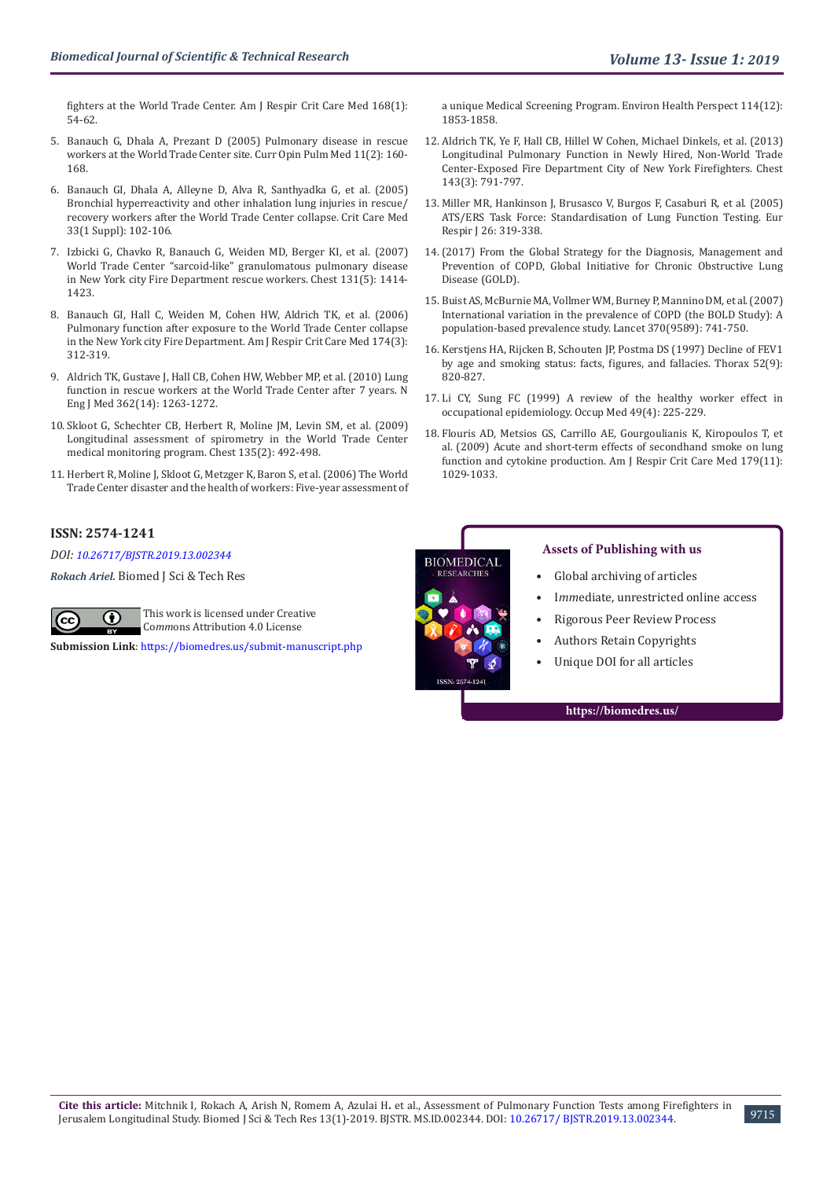fighters at the World Trade Center. Am J Respir Crit Care Med 168(1): 54-62.

5. Banauch G, Dhala A, Prezant D (2005) Pulmonary disease in rescue workers at the World Trade Center site. Curr Opin Pulm Med 11(2): 160-168.
6. Banauch GI, Dhala A, Alleyne D, Alva R, Santhyadka G, et al. (2005) Bronchial hyperreactivity and other inhalation lung injuries in rescue/recovery workers after the World Trade Center collapse. Crit Care Med 33(1 Suppl): 102-106.
7. Izbicki G, Chavko R, Banauch G, Weiden MD, Berger KI, et al. (2007) World Trade Center "sarcoid-like" granulomatous pulmonary disease in New York city Fire Department rescue workers. Chest 131(5): 1414-1423.
8. Banauch GI, Hall C, Weiden M, Cohen HW, Aldrich TK, et al. (2006) Pulmonary function after exposure to the World Trade Center collapse in the New York city Fire Department. Am J Respir Crit Care Med 174(3): 312-319.
9. Aldrich TK, Gustave J, Hall CB, Cohen HW, Webber MP, et al. (2010) Lung function in rescue workers at the World Trade Center after 7 years. N Eng J Med 362(14): 1263-1272.
10. Skloot G, Schechter CB, Herbert R, Moline JM, Levin SM, et al. (2009) Longitudinal assessment of spirometry in the World Trade Center medical monitoring program. Chest 135(2): 492-498.
11. Herbert R, Moline J, Skloot G, Metzger K, Baron S, et al. (2006) The World Trade Center disaster and the health of workers: Five-year assessment of a unique Medical Screening Program. Environ Health Perspect 114(12): 1853-1858.
12. Aldrich TK, Ye F, Hall CB, Hillel W Cohen, Michael Dinkels, et al. (2013) Longitudinal Pulmonary Function in Newly Hired, Non-World Trade Center-Exposed Fire Department City of New York Firefighters. Chest 143(3): 791-797.
13. Miller MR, Hankinson J, Brusasco V, Burgos F, Casaburi R, et al. (2005) ATS/ERS Task Force: Standardisation of Lung Function Testing. Eur Respir J 26: 319-338.
14. (2017) From the Global Strategy for the Diagnosis, Management and Prevention of COPD, Global Initiative for Chronic Obstructive Lung Disease (GOLD).
15. Buist AS, McBurnie MA, Vollmer WM, Burney P, Mannino DM, et al. (2007) International variation in the prevalence of COPD (the BOLD Study): A population-based prevalence study. Lancet 370(9589): 741-750.
16. Kerstjens HA, Rijcken B, Schouten JP, Postma DS (1997) Decline of FEV1 by age and smoking status: facts, figures, and fallacies. Thorax 52(9): 820-827.
17. Li CY, Sung FC (1999) A review of the healthy worker effect in occupational epidemiology. Occup Med 49(4): 225-229.
18. Flouris AD, Metsios GS, Carrillo AE, Gourgoulianis K, Kiropoulos T, et al. (2009) Acute and short-term effects of secondhand smoke on lung function and cytokine production. Am J Respir Crit Care Med 179(11): 1029-1033.

**ISSN: 2574-1241**

*DOI: 10.26717/BJSTR.2019.13.002344*

***Rokach Ariel.*** Biomed J Sci & Tech Res

This work is licensed under Creative Commons Attribution 4.0 License

**Submission Link**: https://biomedres.us/submit-manuscript.php

**Assets of Publishing with us**

- Global archiving of articles
- Immediate, unrestricted online access
- Rigorous Peer Review Process
- Authors Retain Copyrights
- Unique DOI for all articles

**https://biomedres.us/**

**Cite this article:** Mitchnik I, Rokach A, Arish N, Romem A, Azulai H. et al., Assessment of Pulmonary Function Tests among Firefighters in Jerusalem Longitudinal Study. Biomed J Sci & Tech Res 13(1)-2019. BJSTR. MS.ID.002344. DOI: 10.26717/ BJSTR.2019.13.002344.